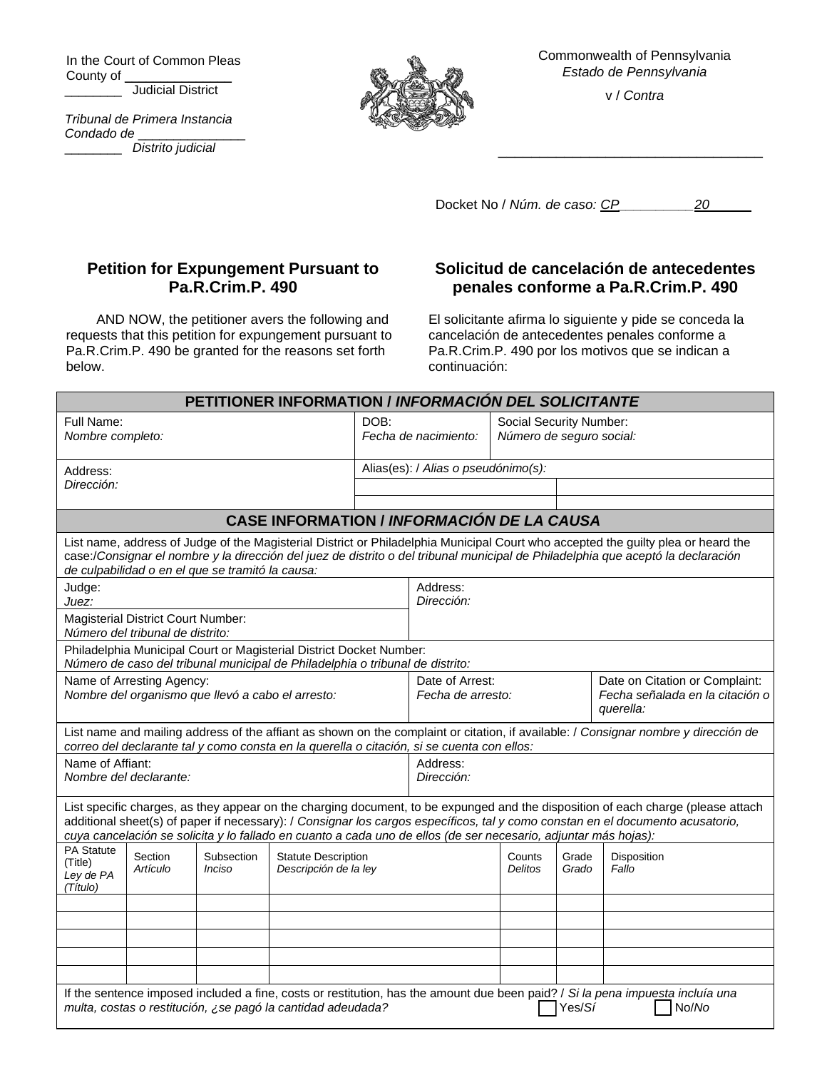In the Court of Common Pleas
County of _______________
________ Judicial District

*Tribunal de Primera Instancia*
*Condado de _______________*
*________ Distrito judicial*

Commonwealth of Pennsylvania
*Estado de Pennsylvania*

v / *Contra*

___________________________________

Docket No / *Núm. de caso:* CP_________20______

## Petition for Expungement Pursuant to Pa.R.Crim.P. 490

AND NOW, the petitioner avers the following and requests that this petition for expungement pursuant to Pa.R.Crim.P. 490 be granted for the reasons set forth below.

## Solicitud de cancelación de antecedentes penales conforme a Pa.R.Crim.P. 490

El solicitante afirma lo siguiente y pide se conceda la cancelación de antecedentes penales conforme a Pa.R.Crim.P. 490 por los motivos que se indican a continuación:

| **PETITIONER INFORMATION / *INFORMACIÓN DEL SOLICITANTE*** | | |
|---|---|---|
| Full Name: *Nombre completo:* | DOB: *Fecha de nacimiento:* | Social Security Number: *Número de seguro social:* |
| Address: *Dirección:* | Alias(es): / *Alias o pseudónimo(s):* | |
| | | |
| | | |

| **CASE INFORMATION / *INFORMACIÓN DE LA CAUSA*** | | |
|---|---|---|
| List name, address of Judge of the Magisterial District or Philadelphia Municipal Court who accepted the guilty plea or heard the case:/*Consignar el nombre y la dirección del juez de distrito o del tribunal municipal de Philadelphia que aceptó la declaración de culpabilidad o en el que se tramitó la causa:* | | |
| Judge: *Juez:* | Address: *Dirección:* | |
| Magisterial District Court Number: *Número del tribunal de distrito:* | | |
| Philadelphia Municipal Court or Magisterial District Docket Number: *Número de caso del tribunal municipal de Philadelphia o tribunal de distrito:* | | |
| Name of Arresting Agency: *Nombre del organismo que llevó a cabo el arresto:* | Date of Arrest: *Fecha de arresto:* | Date on Citation or Complaint: *Fecha señalada en la citación o querella:* |
| List name and mailing address of the affiant as shown on the complaint or citation, if available: / *Consignar nombre y dirección de correo del declarante tal y como consta en la querella o citación, si se cuenta con ellos:* | | |
| Name of Affiant: *Nombre del declarante:* | Address: *Dirección:* | |

List specific charges, as they appear on the charging document, to be expunged and the disposition of each charge (please attach additional sheet(s) of paper if necessary): / *Consignar los cargos específicos, tal y como constan en el documento acusatorio, cuya cancelación se solicita y lo fallado en cuanto a cada uno de ellos (de ser necesario, adjuntar más hojas):*

| PA Statute (Title) *Ley de PA (Título)* | Section *Artículo* | Subsection *Inciso* | Statute Description *Descripción de la ley* | Counts *Delitos* | Grade *Grado* | Disposition *Fallo* |
|---|---|---|---|---|---|---|
| | | | | | | |
| | | | | | | |
| | | | | | | |
| | | | | | | |
| | | | | | | |

If the sentence imposed included a fine, costs or restitution, has the amount due been paid? / *Si la pena impuesta incluía una multa, costas o restitución, ¿se pagó la cantidad adeudada?* ☐ Yes/*Sí* ☐ No/*No*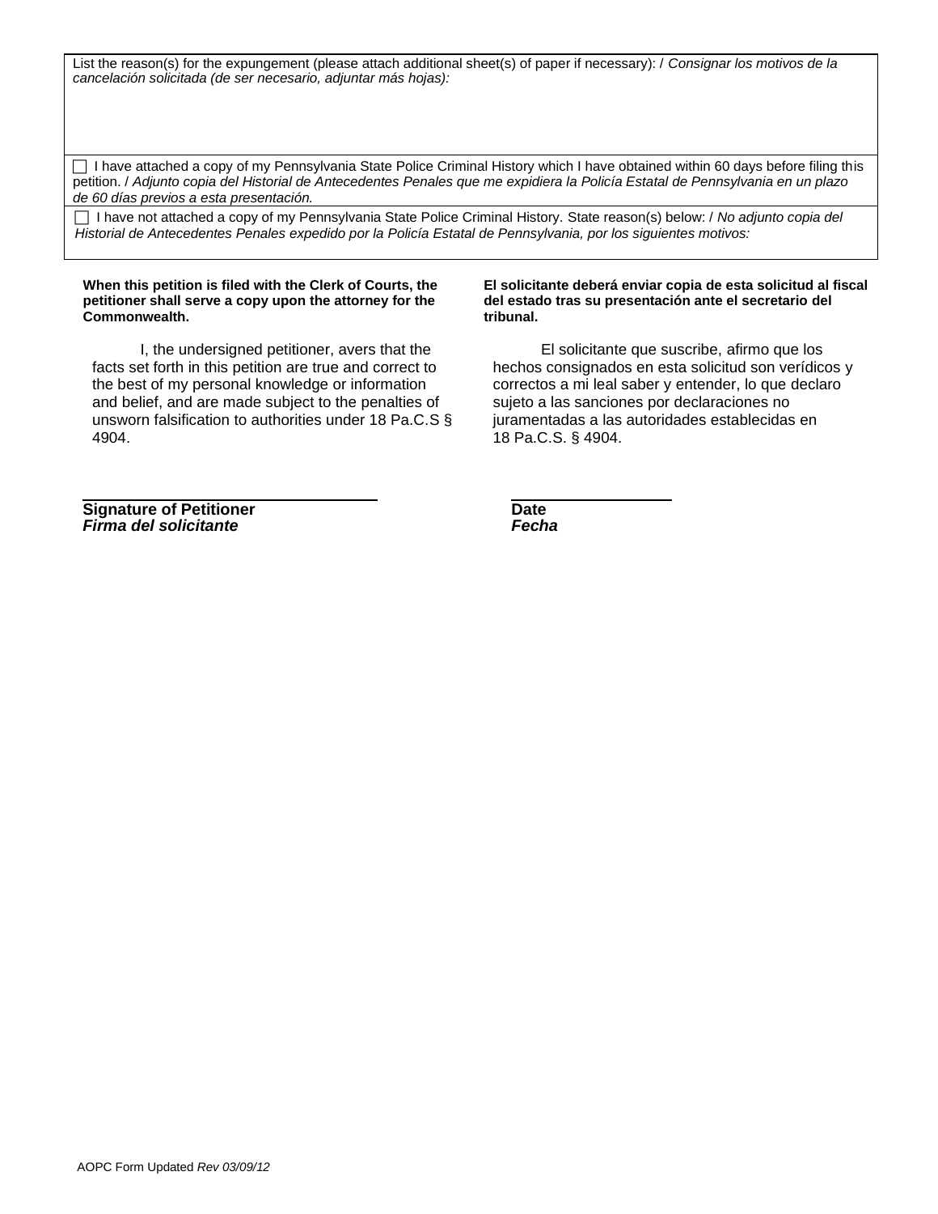List the reason(s) for the expungement (please attach additional sheet(s) of paper if necessary): / *Consignar los motivos de la cancelación solicitada (de ser necesario, adjuntar más hojas):*

☐ I have attached a copy of my Pennsylvania State Police Criminal History which I have obtained within 60 days before filing this petition. / *Adjunto copia del Historial de Antecedentes Penales que me expidiera la Policía Estatal de Pennsylvania en un plazo de 60 días previos a esta presentación.*

☐ I have not attached a copy of my Pennsylvania State Police Criminal History. State reason(s) below: / *No adjunto copia del Historial de Antecedentes Penales expedido por la Policía Estatal de Pennsylvania, por los siguientes motivos:*

**When this petition is filed with the Clerk of Courts, the petitioner shall serve a copy upon the attorney for the Commonwealth.**

I, the undersigned petitioner, avers that the facts set forth in this petition are true and correct to the best of my personal knowledge or information and belief, and are made subject to the penalties of unsworn falsification to authorities under 18 Pa.C.S § 4904.

**El solicitante deberá enviar copia de esta solicitud al fiscal del estado tras su presentación ante el secretario del tribunal.**

El solicitante que suscribe, afirmo que los hechos consignados en esta solicitud son verídicos y correctos a mi leal saber y entender, lo que declaro sujeto a las sanciones por declaraciones no juramentadas a las autoridades establecidas en 18 Pa.C.S. § 4904.

\_\_\_\_\_\_\_\_\_\_\_\_\_\_\_\_\_\_\_\_\_\_\_\_\_\_\_\_\_\_
**Signature of Petitioner**
***Firma del solicitante***

\_\_\_\_\_\_\_\_\_\_\_\_\_\_\_\_
**Date**
***Fecha***

AOPC Form Updated *Rev 03/09/12*